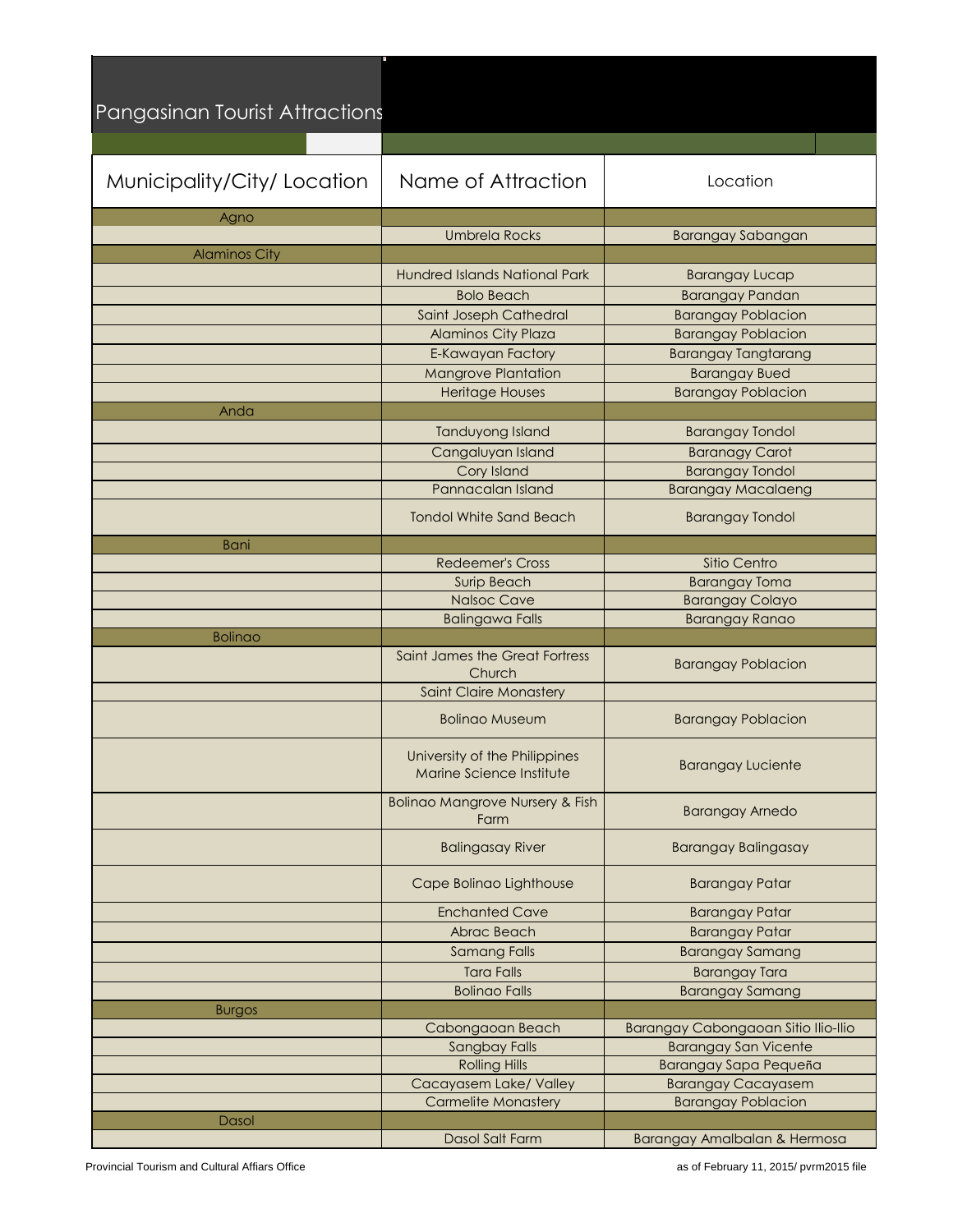# Pangasinan Tourist Attractions

| Municipality/City/ Location | Name of Attraction | Location |
|---|---|---|
| Agno | | |
| | Umbrela Rocks | Barangay Sabangan |
| Alaminos City | | |
| | Hundred Islands National Park | Barangay Lucap |
| | Bolo Beach | Barangay Pandan |
| | Saint Joseph Cathedral | Barangay Poblacion |
| | Alaminos City Plaza | Barangay Poblacion |
| | E-Kawayan Factory | Barangay Tangtarang |
| | Mangrove Plantation | Barangay Bued |
| | Heritage Houses | Barangay Poblacion |
| Anda | | |
| | Tanduyong Island | Barangay Tondol |
| | Cangaluyan Island | Baranagy Carot |
| | Cory Island | Barangay Tondol |
| | Pannacalan Island | Barangay Macalaeng |
| | Tondol White Sand Beach | Barangay Tondol |
| Bani | | |
| | Redeemer's Cross | Sitio Centro |
| | Surip Beach | Barangay Toma |
| | Nalsoc Cave | Barangay Colayo |
| | Balingawa Falls | Barangay Ranao |
| Bolinao | | |
| | Saint James the Great Fortress Church | Barangay Poblacion |
| | Saint Claire Monastery | |
| | Bolinao Museum | Barangay Poblacion |
| | University of the Philippines Marine Science Institute | Barangay Luciente |
| | Bolinao Mangrove Nursery & Fish Farm | Barangay Arnedo |
| | Balingasay River | Barangay Balingasay |
| | Cape Bolinao Lighthouse | Barangay Patar |
| | Enchanted Cave | Barangay Patar |
| | Abrac Beach | Barangay Patar |
| | Samang Falls | Barangay Samang |
| | Tara Falls | Barangay Tara |
| | Bolinao Falls | Barangay Samang |
| Burgos | | |
| | Cabongaoan Beach | Barangay Cabongaoan Sitio Ilio-Ilio |
| | Sangbay Falls | Barangay San Vicente |
| | Rolling Hills | Barangay Sapa Pequeña |
| | Cacayasem Lake/ Valley | Barangay Cacayasem |
| | Carmelite Monastery | Barangay Poblacion |
| Dasol | | |
| | Dasol Salt Farm | Barangay Amalbalan & Hermosa |

Provincial Tourism and Cultural Affiars Office — as of February 11, 2015/ pvrm2015 file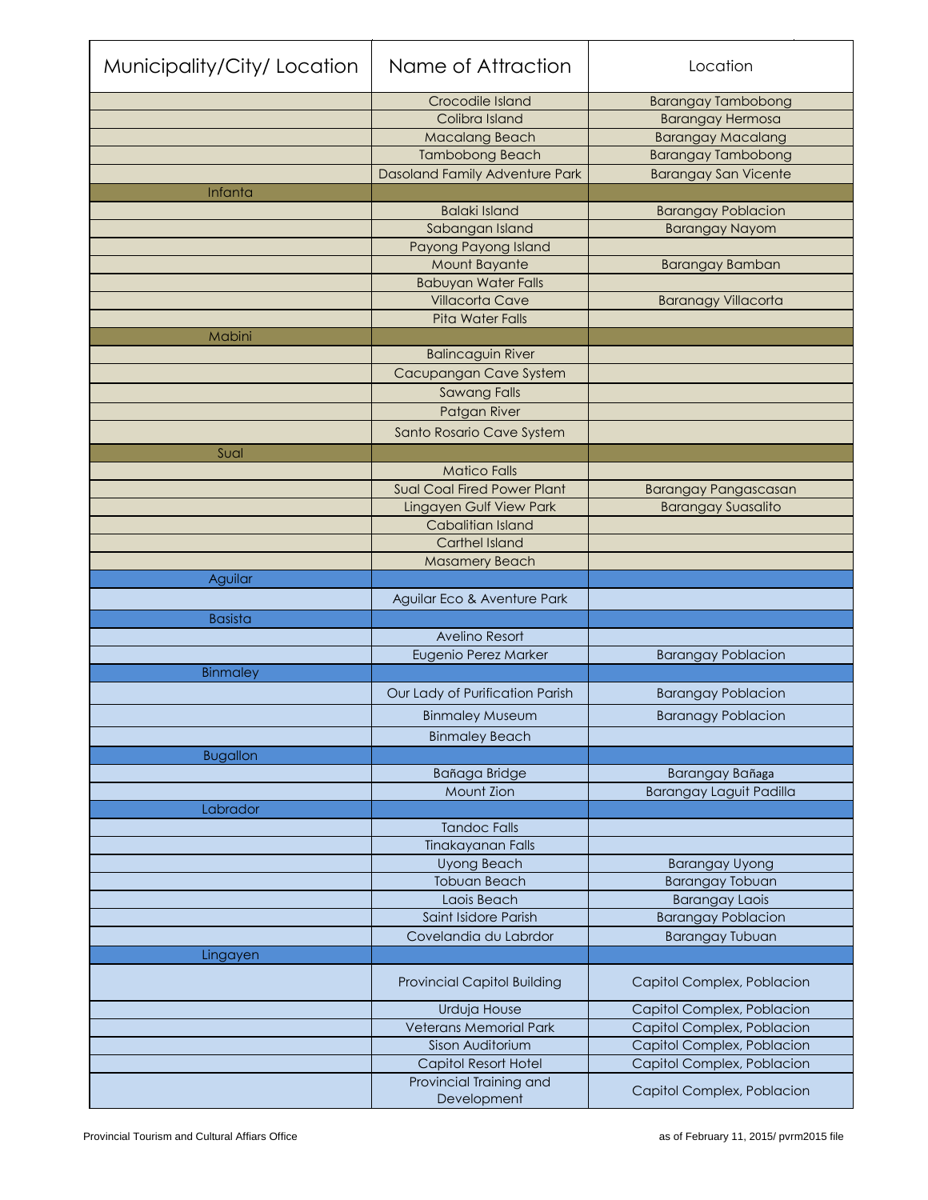| Municipality/City/ Location | Name of Attraction | Location |
| --- | --- | --- |
| | Crocodile Island | Barangay Tambobong |
| | Colibra Island | Barangay Hermosa |
| | Macalang Beach | Barangay Macalang |
| | Tambobong Beach | Barangay Tambobong |
| | Dasoland Family Adventure Park | Barangay San Vicente |
| Infanta | | |
| | Balaki Island | Barangay Poblacion |
| | Sabangan Island | Barangay Nayom |
| | Payong Payong Island | |
| | Mount Bayante | Barangay Bamban |
| | Babuyan Water Falls | |
| | Villacorta Cave | Baranagy Villacorta |
| | Pita Water Falls | |
| Mabini | | |
| | Balincaguin River | |
| | Cacupangan Cave System | |
| | Sawang Falls | |
| | Patgan River | |
| | Santo Rosario Cave System | |
| Sual | | |
| | Matico Falls | |
| | Sual Coal Fired Power Plant | Barangay Pangascasan |
| | Lingayen Gulf View Park | Barangay Suasalito |
| | Cabalitian Island | |
| | Carthel Island | |
| | Masamery Beach | |
| Aguilar | | |
| | Aguilar Eco & Aventure Park | |
| Basista | | |
| | Avelino Resort | |
| | Eugenio Perez Marker | Barangay Poblacion |
| Binmaley | | |
| | Our Lady of Purification Parish | Barangay Poblacion |
| | Binmaley Museum | Baranagy Poblacion |
| | Binmaley Beach | |
| Bugallon | | |
| | Bañaga Bridge | Barangay Bañaga |
| | Mount Zion | Barangay Laguit Padilla |
| Labrador | | |
| | Tandoc Falls | |
| | Tinakayanan Falls | |
| | Uyong Beach | Barangay Uyong |
| | Tobuan Beach | Barangay Tobuan |
| | Laois Beach | Barangay Laois |
| | Saint Isidore Parish | Barangay Poblacion |
| | Covelandia du Labrdor | Barangay Tubuan |
| Lingayen | | |
| | Provincial Capitol Building | Capitol Complex, Poblacion |
| | Urduja House | Capitol Complex, Poblacion |
| | Veterans Memorial Park | Capitol Complex, Poblacion |
| | Sison Auditorium | Capitol Complex, Poblacion |
| | Capitol Resort Hotel | Capitol Complex, Poblacion |
| | Provincial Training and Development | Capitol Complex, Poblacion |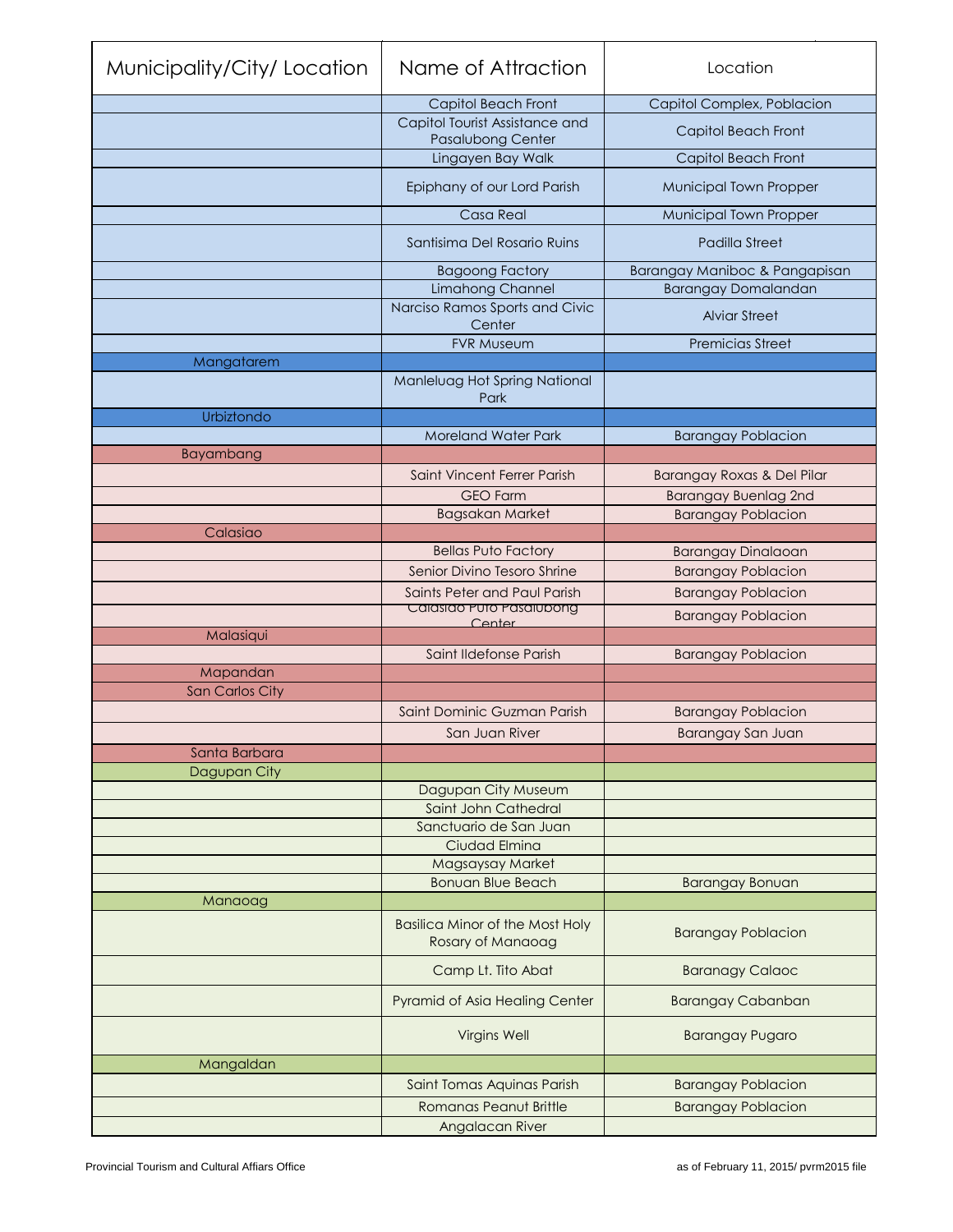| Municipality/City/ Location | Name of Attraction | Location |
|---|---|---|
| | Capitol Beach Front | Capitol Complex, Poblacion |
| | Capitol Tourist Assistance and Pasalubong Center | Capitol Beach Front |
| | Lingayen Bay Walk | Capitol Beach Front |
| | Epiphany of our Lord Parish | Municipal Town Propper |
| | Casa Real | Municipal Town Propper |
| | Santisima Del Rosario Ruins | Padilla Street |
| | Bagoong Factory | Barangay Maniboc & Pangapisan |
| | Limahong Channel | Barangay Domalandan |
| | Narciso Ramos Sports and Civic Center | Alviar Street |
| | FVR Museum | Premicias Street |
| Mangatarem | | |
| | Manleluag Hot Spring National Park | |
| Urbiztondo | | |
| | Moreland Water Park | Barangay Poblacion |
| Bayambang | | |
| | Saint Vincent Ferrer Parish | Barangay Roxas & Del Pilar |
| | GEO Farm | Barangay Buenlag 2nd |
| | Bagsakan Market | Barangay Poblacion |
| Calasiao | | |
| | Bellas Puto Factory | Barangay Dinalaoan |
| | Senior Divino Tesoro Shrine | Barangay Poblacion |
| | Saints Peter and Paul Parish | Barangay Poblacion |
| | Calasiao Puto Pasalubong Center | Barangay Poblacion |
| Malasiqui | | |
| | Saint Ildefonse Parish | Barangay Poblacion |
| Mapandan | | |
| San Carlos City | | |
| | Saint Dominic Guzman Parish | Barangay Poblacion |
| | San Juan River | Barangay San Juan |
| Santa Barbara | | |
| Dagupan City | | |
| | Dagupan City Museum | |
| | Saint John Cathedral | |
| | Sanctuario de San Juan | |
| | Ciudad Elmina | |
| | Magsaysay Market | |
| | Bonuan Blue Beach | Barangay Bonuan |
| Manaoag | | |
| | Basilica Minor of the Most Holy Rosary of Manaoag | Barangay Poblacion |
| | Camp Lt. Tito Abat | Baranagy Calaoc |
| | Pyramid of Asia Healing Center | Barangay Cabanban |
| | Virgins Well | Barangay Pugaro |
| Mangaldan | | |
| | Saint Tomas Aquinas Parish | Barangay Poblacion |
| | Romanas Peanut Brittle | Barangay Poblacion |
| | Angalacan River | |

Provincial Tourism and Cultural Affiars Office

as of February 11, 2015/ pvrm2015 file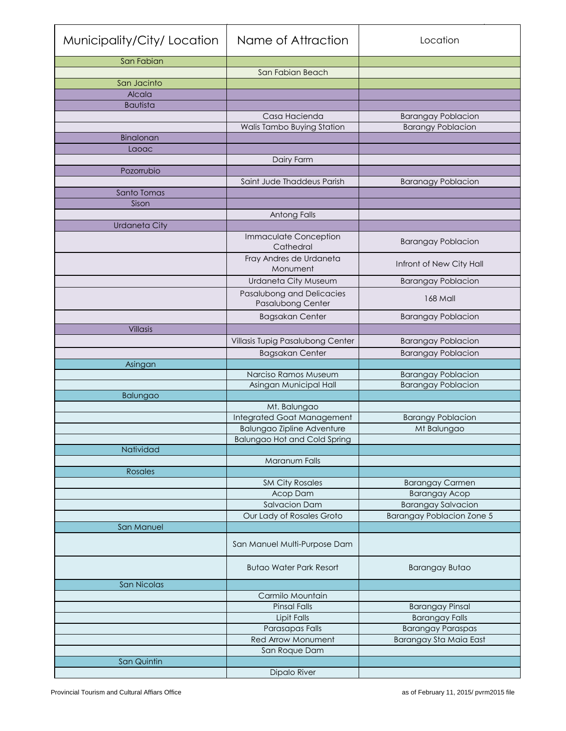| Municipality/City/ Location | Name of Attraction | Location |
|---|---|---|
| San Fabian | | |
| | San Fabian Beach | |
| San Jacinto | | |
| Alcala | | |
| Bautista | | |
| | Casa Hacienda | Barangay Poblacion |
| | Walis Tambo Buying Station | Barangy Poblacion |
| Binalonan | | |
| Laoac | | |
| | Dairy Farm | |
| Pozorrubio | | |
| | Saint Jude Thaddeus Parish | Baranagy Poblacion |
| Santo Tomas | | |
| Sison | | |
| | Antong Falls | |
| Urdaneta City | | |
| | Immaculate Conception Cathedral | Barangay Poblacion |
| | Fray Andres de Urdaneta Monument | Infront of New City Hall |
| | Urdaneta City Museum | Barangay Poblacion |
| | Pasalubong and Delicacies Pasalubong Center | 168 Mall |
| | Bagsakan Center | Barangay Poblacion |
| Villasis | | |
| | Villasis Tupig Pasalubong Center | Barangay Poblacion |
| | Bagsakan Center | Barangay Poblacion |
| Asingan | | |
| | Narciso Ramos Museum | Barangay Poblacion |
| | Asingan Municipal Hall | Barangay Poblacion |
| Balungao | | |
| | Mt. Balungao | |
| | Integrated Goat Management | Barangy Poblacion |
| | Balungao Zipline Adventure | Mt Balungao |
| | Balungao Hot and Cold Spring | |
| Natividad | | |
| | Maranum Falls | |
| Rosales | | |
| | SM City Rosales | Barangay Carmen |
| | Acop Dam | Barangay Acop |
| | Salvacion Dam | Barangay Salvacion |
| | Our Lady of Rosales Groto | Barangay Poblacion Zone 5 |
| San Manuel | | |
| | San Manuel Multi-Purpose Dam | |
| | Butao Water Park Resort | Barangay Butao |
| San Nicolas | | |
| | Carmilo Mountain | |
| | Pinsal Falls | Barangay Pinsal |
| | Lipit Falls | Barangay Falls |
| | Parasapas Falls | Barangay Paraspas |
| | Red Arrow Monument | Barangay Sta Maia East |
| | San Roque Dam | |
| San Quintin | | |
| | Dipalo River | |

Provincial Tourism and Cultural Affiars Office — as of February 11, 2015/ pvrm2015 file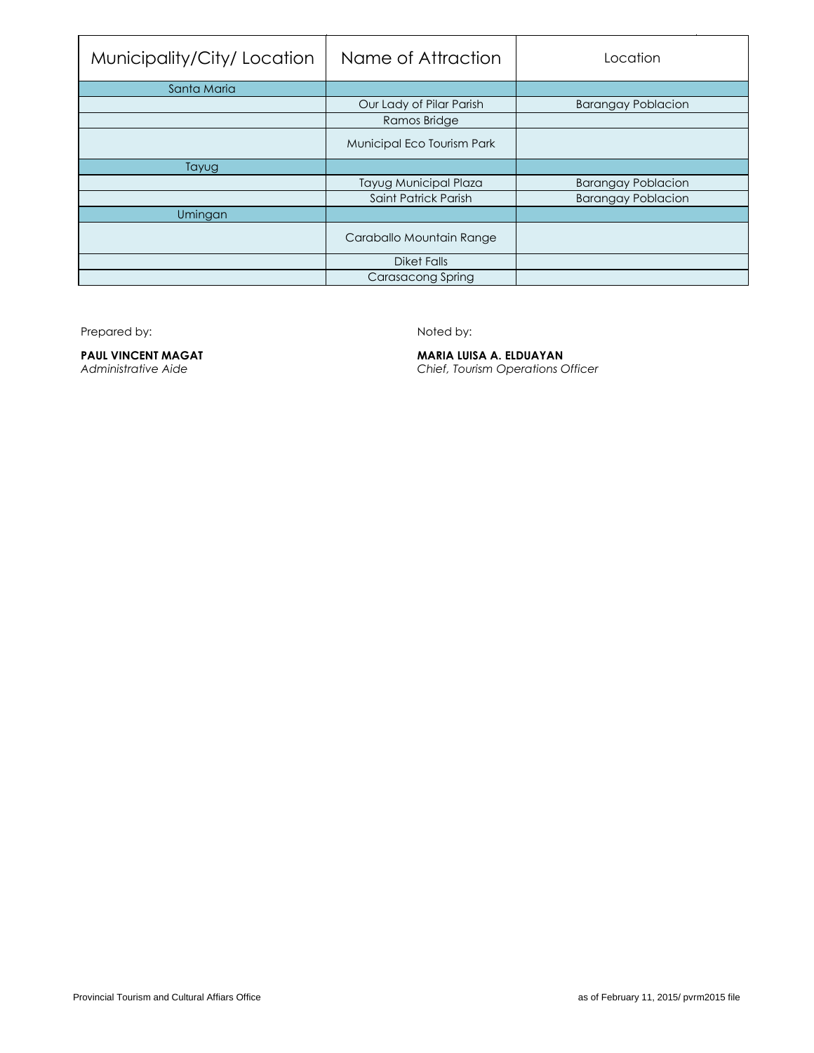| Municipality/City/ Location | Name of Attraction | Location |
|---|---|---|
| Santa Maria | | |
| | Our Lady of Pilar Parish | Barangay Poblacion |
| | Ramos Bridge | |
| | Municipal Eco Tourism Park | |
| Tayug | | |
| | Tayug Municipal Plaza | Barangay Poblacion |
| | Saint Patrick Parish | Barangay Poblacion |
| Umingan | | |
| | Caraballo Mountain Range | |
| | Diket Falls | |
| | Carasacong Spring | |

Prepared by:

**PAUL VINCENT MAGAT**
*Administrative Aide*

Noted by:

**MARIA LUISA A. ELDUAYAN**
*Chief, Tourism Operations Officer*